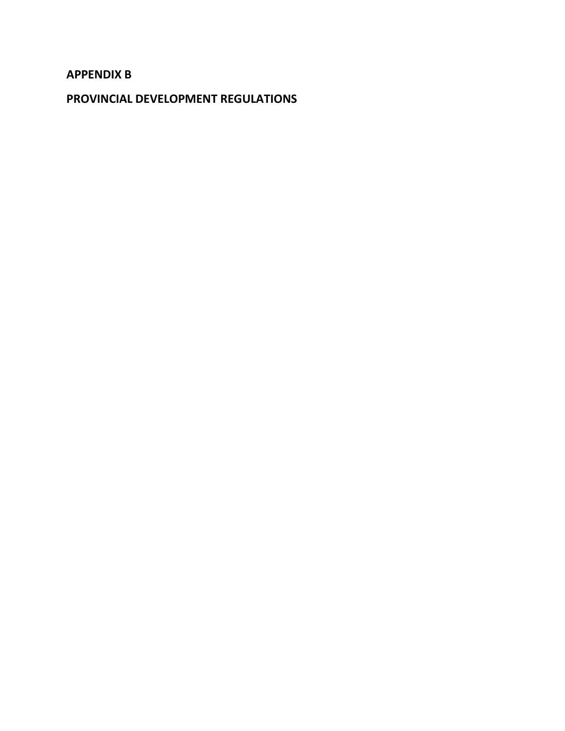# APPENDIX B

# PROVINCIAL DEVELOPMENT REGULATIONS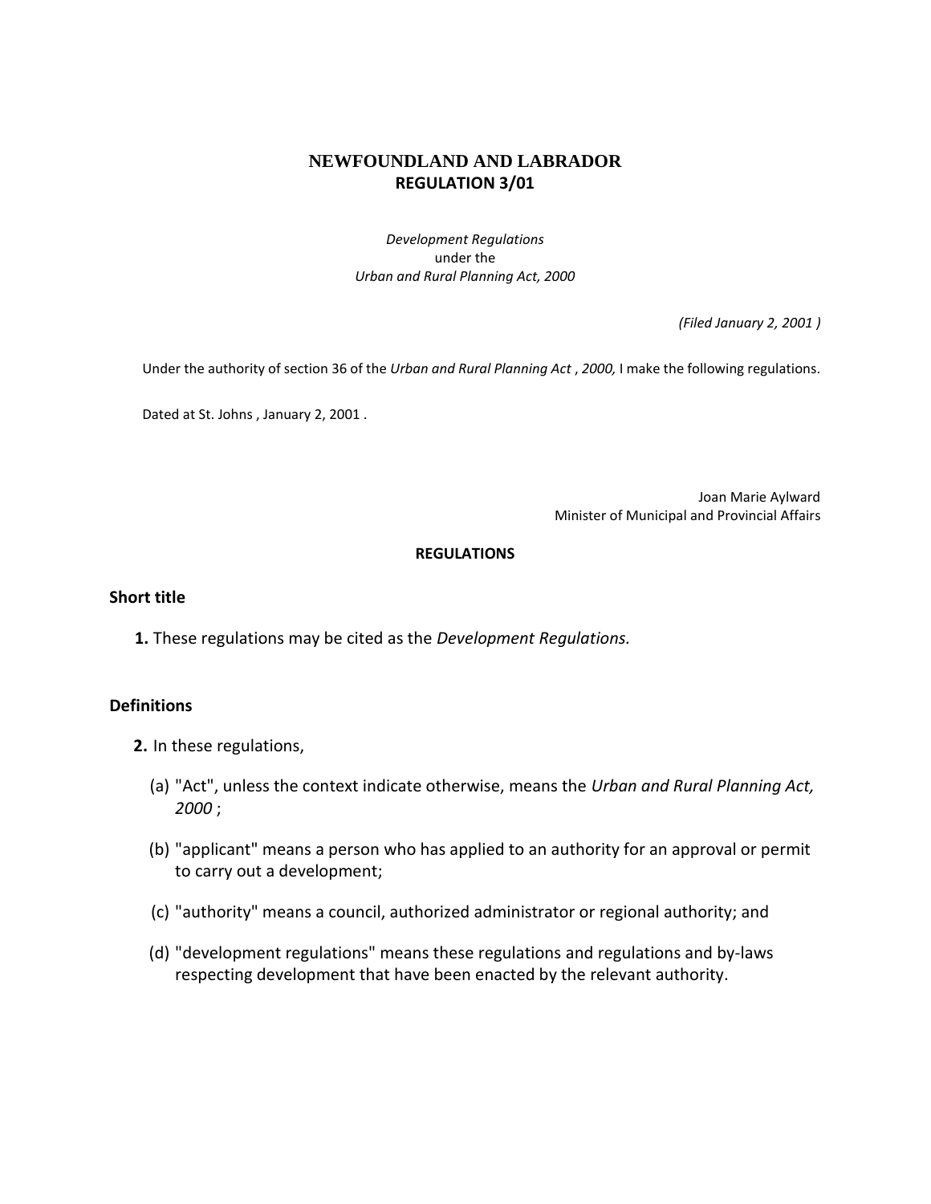# NEWFOUNDLAND AND LABRADOR
## REGULATION 3/01

*Development Regulations*
under the
*Urban and Rural Planning Act, 2000*

*(Filed January 2, 2001 )*

Under the authority of section 36 of the *Urban and Rural Planning Act , 2000,* I make the following regulations.

Dated at St. Johns , January 2, 2001 .

Joan Marie Aylward
Minister of Municipal and Provincial Affairs

**REGULATIONS**

### Short title

**1.** These regulations may be cited as the *Development Regulations.*

### Definitions

**2.** In these regulations,

(a) "Act", unless the context indicate otherwise, means the *Urban and Rural Planning Act, 2000* ;

(b) "applicant" means a person who has applied to an authority for an approval or permit to carry out a development;

(c) "authority" means a council, authorized administrator or regional authority; and

(d) "development regulations" means these regulations and regulations and by-laws respecting development that have been enacted by the relevant authority.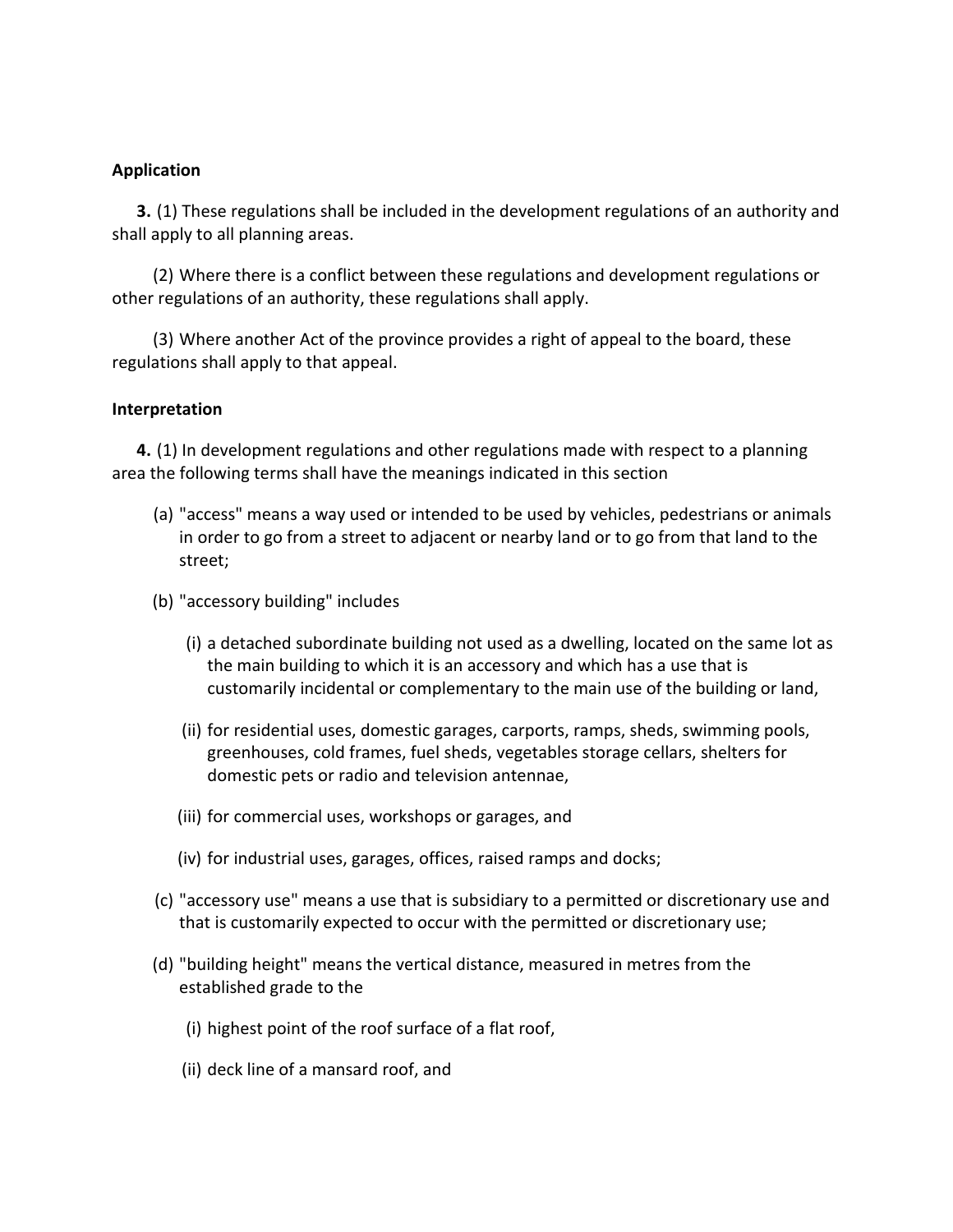**Application**

**3.** (1) These regulations shall be included in the development regulations of an authority and shall apply to all planning areas.

(2) Where there is a conflict between these regulations and development regulations or other regulations of an authority, these regulations shall apply.

(3) Where another Act of the province provides a right of appeal to the board, these regulations shall apply to that appeal.

**Interpretation**

**4.** (1) In development regulations and other regulations made with respect to a planning area the following terms shall have the meanings indicated in this section

(a) "access" means a way used or intended to be used by vehicles, pedestrians or animals in order to go from a street to adjacent or nearby land or to go from that land to the street;

(b) "accessory building" includes

(i) a detached subordinate building not used as a dwelling, located on the same lot as the main building to which it is an accessory and which has a use that is customarily incidental or complementary to the main use of the building or land,

(ii) for residential uses, domestic garages, carports, ramps, sheds, swimming pools, greenhouses, cold frames, fuel sheds, vegetables storage cellars, shelters for domestic pets or radio and television antennae,

(iii) for commercial uses, workshops or garages, and

(iv) for industrial uses, garages, offices, raised ramps and docks;

(c) "accessory use" means a use that is subsidiary to a permitted or discretionary use and that is customarily expected to occur with the permitted or discretionary use;

(d) "building height" means the vertical distance, measured in metres from the established grade to the

(i) highest point of the roof surface of a flat roof,

(ii) deck line of a mansard roof, and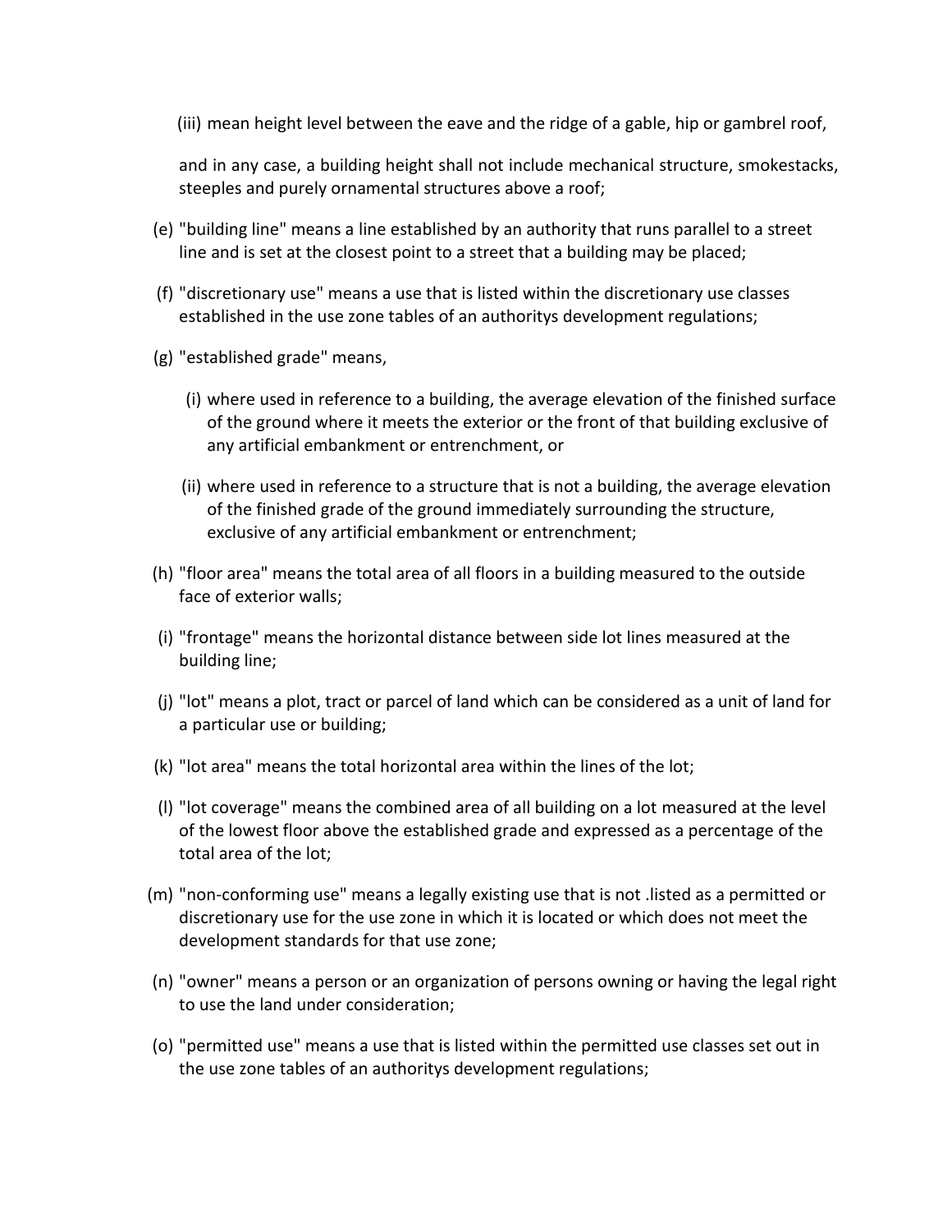(iii) mean height level between the eave and the ridge of a gable, hip or gambrel roof,

and in any case, a building height shall not include mechanical structure, smokestacks, steeples and purely ornamental structures above a roof;

(e) "building line" means a line established by an authority that runs parallel to a street line and is set at the closest point to a street that a building may be placed;

(f) "discretionary use" means a use that is listed within the discretionary use classes established in the use zone tables of an authoritys development regulations;

(g) "established grade" means,

(i) where used in reference to a building, the average elevation of the finished surface of the ground where it meets the exterior or the front of that building exclusive of any artificial embankment or entrenchment, or

(ii) where used in reference to a structure that is not a building, the average elevation of the finished grade of the ground immediately surrounding the structure, exclusive of any artificial embankment or entrenchment;

(h) "floor area" means the total area of all floors in a building measured to the outside face of exterior walls;

(i) "frontage" means the horizontal distance between side lot lines measured at the building line;

(j) "lot" means a plot, tract or parcel of land which can be considered as a unit of land for a particular use or building;

(k) "lot area" means the total horizontal area within the lines of the lot;

(l) "lot coverage" means the combined area of all building on a lot measured at the level of the lowest floor above the established grade and expressed as a percentage of the total area of the lot;

(m) "non-conforming use" means a legally existing use that is not .listed as a permitted or discretionary use for the use zone in which it is located or which does not meet the development standards for that use zone;

(n) "owner" means a person or an organization of persons owning or having the legal right to use the land under consideration;

(o) "permitted use" means a use that is listed within the permitted use classes set out in the use zone tables of an authoritys development regulations;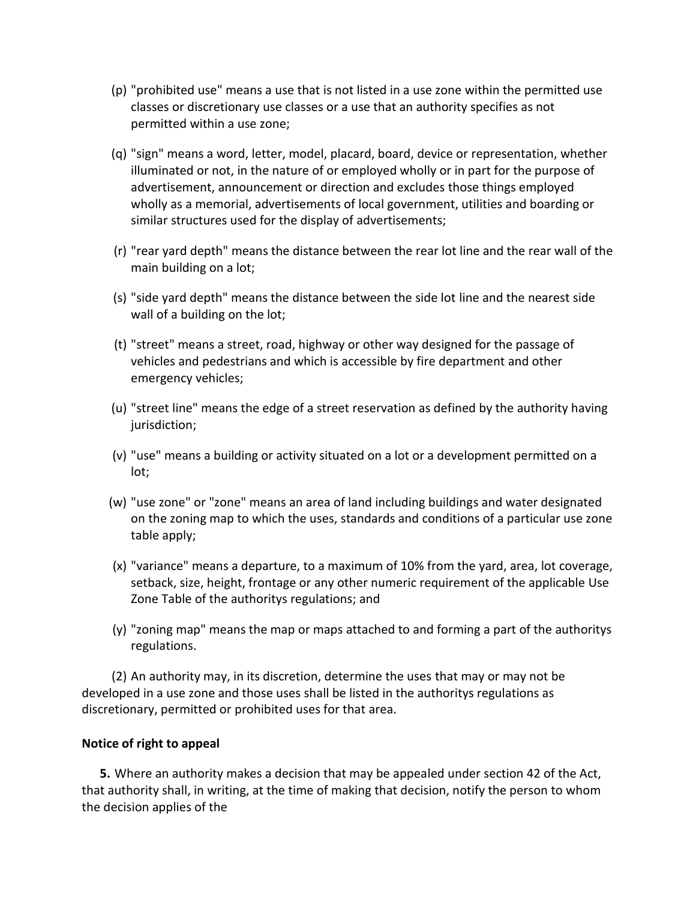(p) "prohibited use" means a use that is not listed in a use zone within the permitted use classes or discretionary use classes or a use that an authority specifies as not permitted within a use zone;

(q) "sign" means a word, letter, model, placard, board, device or representation, whether illuminated or not, in the nature of or employed wholly or in part for the purpose of advertisement, announcement or direction and excludes those things employed wholly as a memorial, advertisements of local government, utilities and boarding or similar structures used for the display of advertisements;

(r) "rear yard depth" means the distance between the rear lot line and the rear wall of the main building on a lot;

(s) "side yard depth" means the distance between the side lot line and the nearest side wall of a building on the lot;

(t) "street" means a street, road, highway or other way designed for the passage of vehicles and pedestrians and which is accessible by fire department and other emergency vehicles;

(u) "street line" means the edge of a street reservation as defined by the authority having jurisdiction;

(v) "use" means a building or activity situated on a lot or a development permitted on a lot;

(w) "use zone" or "zone" means an area of land including buildings and water designated on the zoning map to which the uses, standards and conditions of a particular use zone table apply;

(x) "variance" means a departure, to a maximum of 10% from the yard, area, lot coverage, setback, size, height, frontage or any other numeric requirement of the applicable Use Zone Table of the authoritys regulations; and

(y) "zoning map" means the map or maps attached to and forming a part of the authoritys regulations.

(2) An authority may, in its discretion, determine the uses that may or may not be developed in a use zone and those uses shall be listed in the authoritys regulations as discretionary, permitted or prohibited uses for that area.

**Notice of right to appeal**

**5.** Where an authority makes a decision that may be appealed under section 42 of the Act, that authority shall, in writing, at the time of making that decision, notify the person to whom the decision applies of the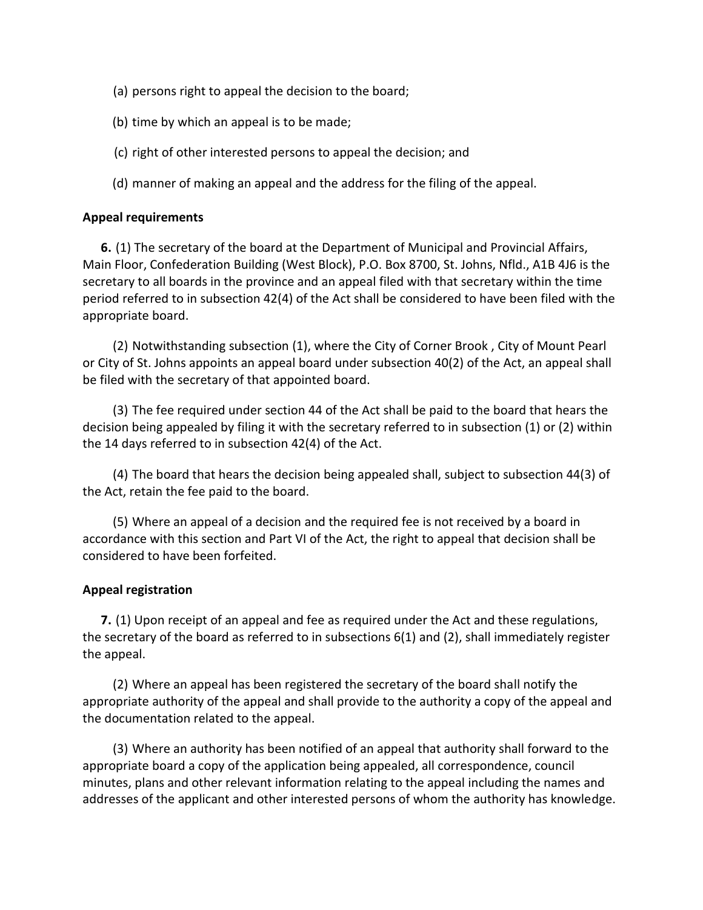(a) persons right to appeal the decision to the board;

(b) time by which an appeal is to be made;

(c) right of other interested persons to appeal the decision; and

(d) manner of making an appeal and the address for the filing of the appeal.

**Appeal requirements**

**6.** (1) The secretary of the board at the Department of Municipal and Provincial Affairs, Main Floor, Confederation Building (West Block), P.O. Box 8700, St. Johns, Nfld., A1B 4J6 is the secretary to all boards in the province and an appeal filed with that secretary within the time period referred to in subsection 42(4) of the Act shall be considered to have been filed with the appropriate board.

(2) Notwithstanding subsection (1), where the City of Corner Brook , City of Mount Pearl or City of St. Johns appoints an appeal board under subsection 40(2) of the Act, an appeal shall be filed with the secretary of that appointed board.

(3) The fee required under section 44 of the Act shall be paid to the board that hears the decision being appealed by filing it with the secretary referred to in subsection (1) or (2) within the 14 days referred to in subsection 42(4) of the Act.

(4) The board that hears the decision being appealed shall, subject to subsection 44(3) of the Act, retain the fee paid to the board.

(5) Where an appeal of a decision and the required fee is not received by a board in accordance with this section and Part VI of the Act, the right to appeal that decision shall be considered to have been forfeited.

**Appeal registration**

**7.** (1) Upon receipt of an appeal and fee as required under the Act and these regulations, the secretary of the board as referred to in subsections 6(1) and (2), shall immediately register the appeal.

(2) Where an appeal has been registered the secretary of the board shall notify the appropriate authority of the appeal and shall provide to the authority a copy of the appeal and the documentation related to the appeal.

(3) Where an authority has been notified of an appeal that authority shall forward to the appropriate board a copy of the application being appealed, all correspondence, council minutes, plans and other relevant information relating to the appeal including the names and addresses of the applicant and other interested persons of whom the authority has knowledge.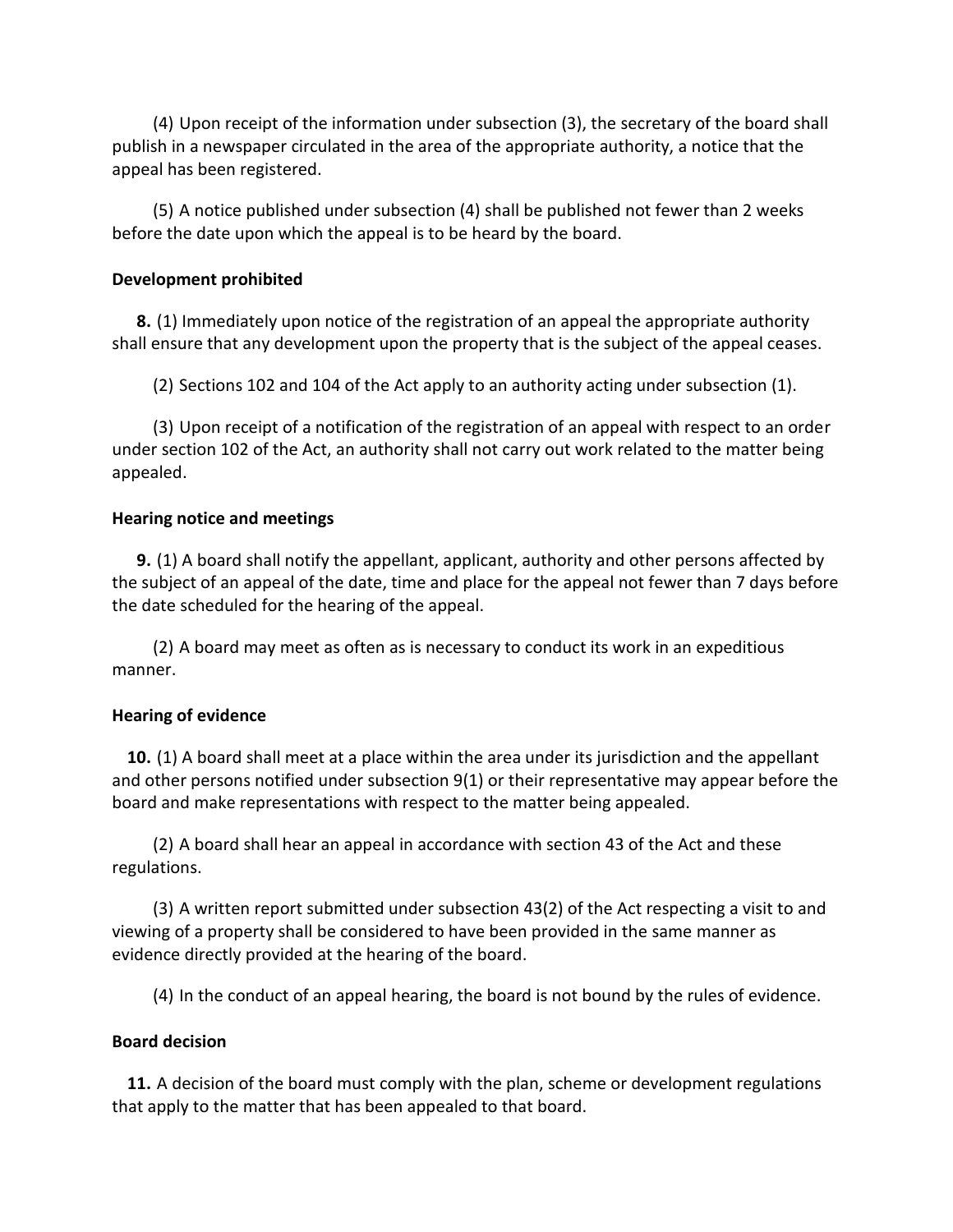(4) Upon receipt of the information under subsection (3), the secretary of the board shall publish in a newspaper circulated in the area of the appropriate authority, a notice that the appeal has been registered.

(5) A notice published under subsection (4) shall be published not fewer than 2 weeks before the date upon which the appeal is to be heard by the board.

**Development prohibited**

**8.** (1) Immediately upon notice of the registration of an appeal the appropriate authority shall ensure that any development upon the property that is the subject of the appeal ceases.

(2) Sections 102 and 104 of the Act apply to an authority acting under subsection (1).

(3) Upon receipt of a notification of the registration of an appeal with respect to an order under section 102 of the Act, an authority shall not carry out work related to the matter being appealed.

**Hearing notice and meetings**

**9.** (1) A board shall notify the appellant, applicant, authority and other persons affected by the subject of an appeal of the date, time and place for the appeal not fewer than 7 days before the date scheduled for the hearing of the appeal.

(2) A board may meet as often as is necessary to conduct its work in an expeditious manner.

**Hearing of evidence**

**10.** (1) A board shall meet at a place within the area under its jurisdiction and the appellant and other persons notified under subsection 9(1) or their representative may appear before the board and make representations with respect to the matter being appealed.

(2) A board shall hear an appeal in accordance with section 43 of the Act and these regulations.

(3) A written report submitted under subsection 43(2) of the Act respecting a visit to and viewing of a property shall be considered to have been provided in the same manner as evidence directly provided at the hearing of the board.

(4) In the conduct of an appeal hearing, the board is not bound by the rules of evidence.

**Board decision**

**11.** A decision of the board must comply with the plan, scheme or development regulations that apply to the matter that has been appealed to that board.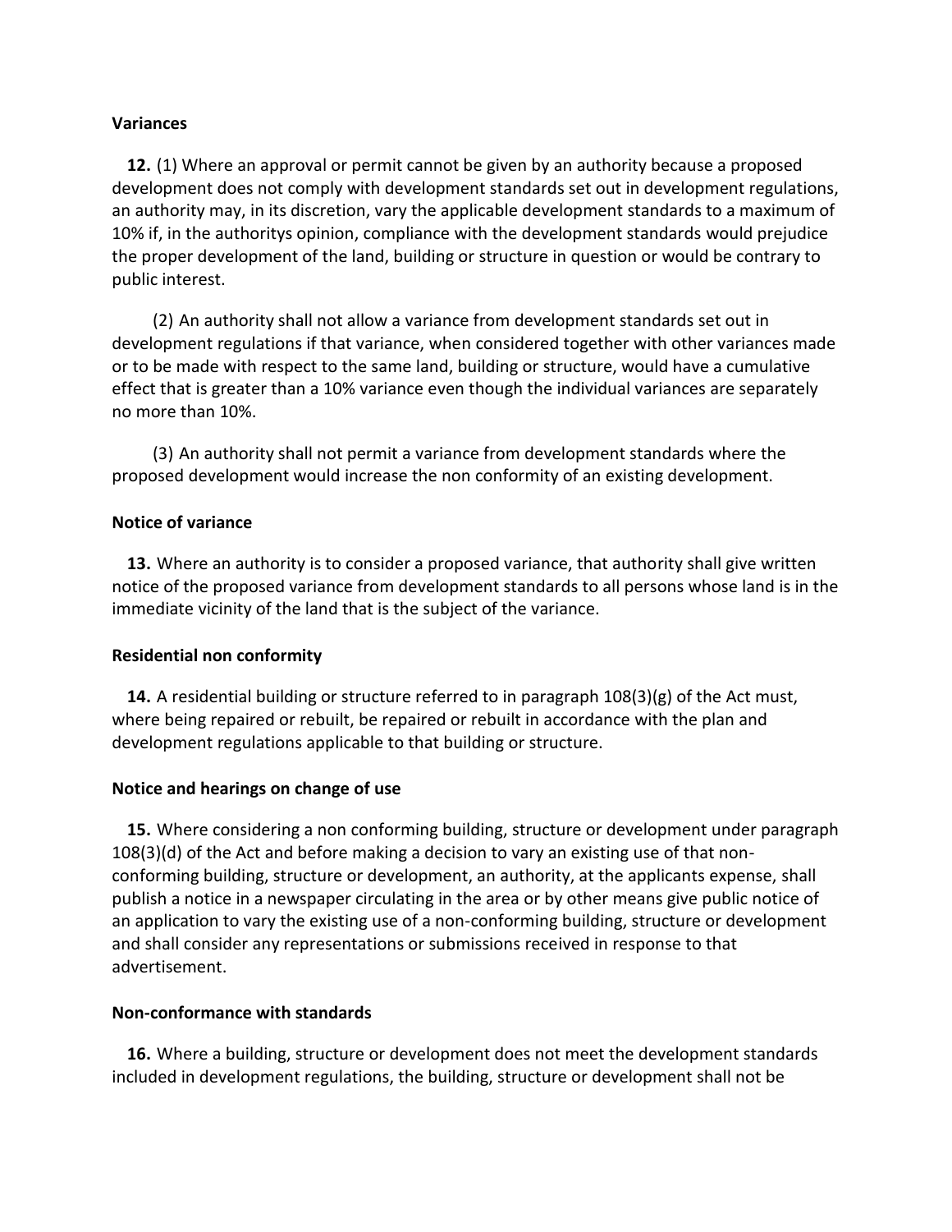**Variances**

**12.** (1) Where an approval or permit cannot be given by an authority because a proposed development does not comply with development standards set out in development regulations, an authority may, in its discretion, vary the applicable development standards to a maximum of 10% if, in the authoritys opinion, compliance with the development standards would prejudice the proper development of the land, building or structure in question or would be contrary to public interest.

(2) An authority shall not allow a variance from development standards set out in development regulations if that variance, when considered together with other variances made or to be made with respect to the same land, building or structure, would have a cumulative effect that is greater than a 10% variance even though the individual variances are separately no more than 10%.

(3) An authority shall not permit a variance from development standards where the proposed development would increase the non conformity of an existing development.

**Notice of variance**

**13.** Where an authority is to consider a proposed variance, that authority shall give written notice of the proposed variance from development standards to all persons whose land is in the immediate vicinity of the land that is the subject of the variance.

**Residential non conformity**

**14.** A residential building or structure referred to in paragraph 108(3)(g) of the Act must, where being repaired or rebuilt, be repaired or rebuilt in accordance with the plan and development regulations applicable to that building or structure.

**Notice and hearings on change of use**

**15.** Where considering a non conforming building, structure or development under paragraph 108(3)(d) of the Act and before making a decision to vary an existing use of that non-conforming building, structure or development, an authority, at the applicants expense, shall publish a notice in a newspaper circulating in the area or by other means give public notice of an application to vary the existing use of a non-conforming building, structure or development and shall consider any representations or submissions received in response to that advertisement.

**Non-conformance with standards**

**16.** Where a building, structure or development does not meet the development standards included in development regulations, the building, structure or development shall not be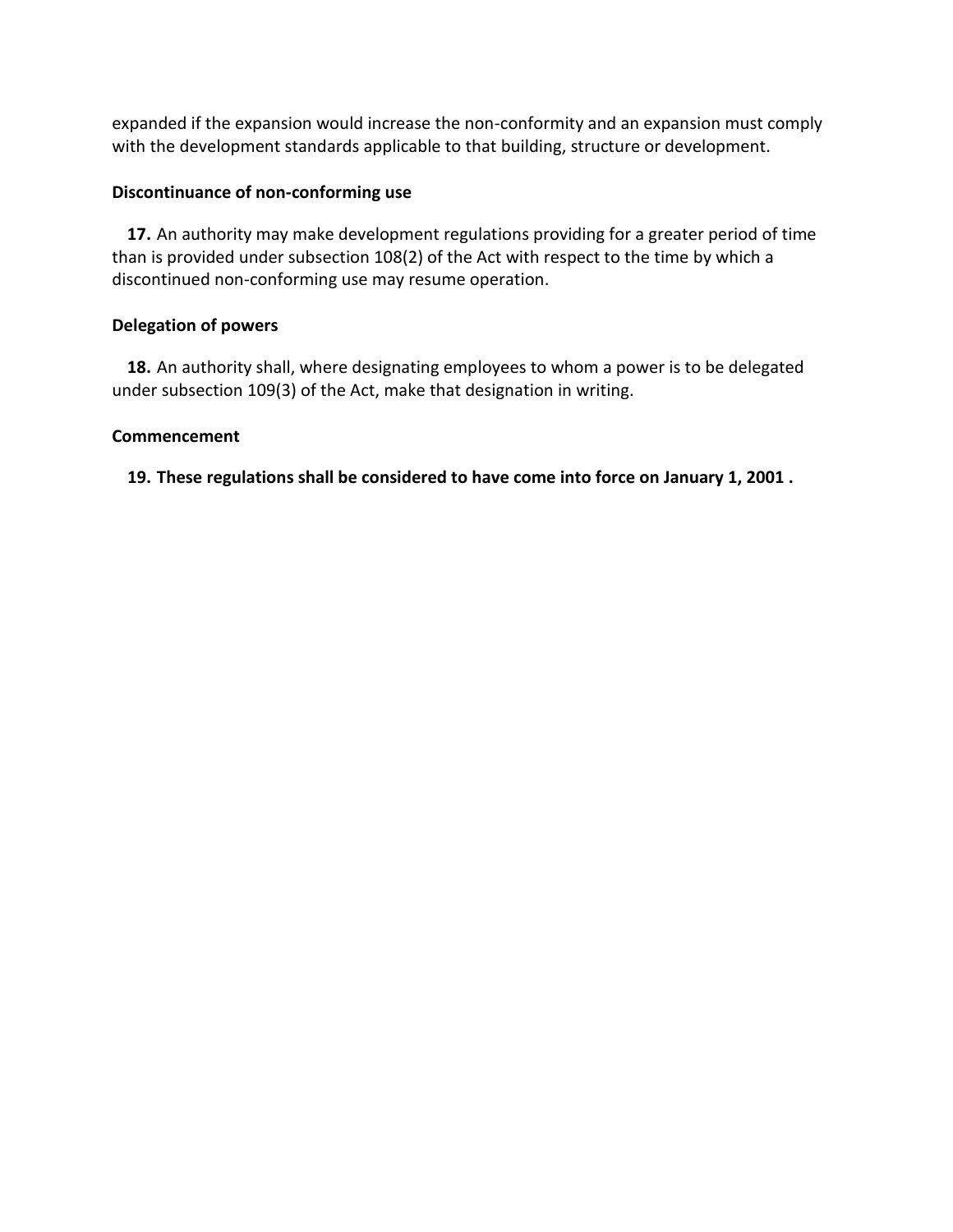expanded if the expansion would increase the non-conformity and an expansion must comply with the development standards applicable to that building, structure or development.

**Discontinuance of non-conforming use**

**17.** An authority may make development regulations providing for a greater period of time than is provided under subsection 108(2) of the Act with respect to the time by which a discontinued non-conforming use may resume operation.

**Delegation of powers**

**18.** An authority shall, where designating employees to whom a power is to be delegated under subsection 109(3) of the Act, make that designation in writing.

**Commencement**

**19. These regulations shall be considered to have come into force on January 1, 2001 .**